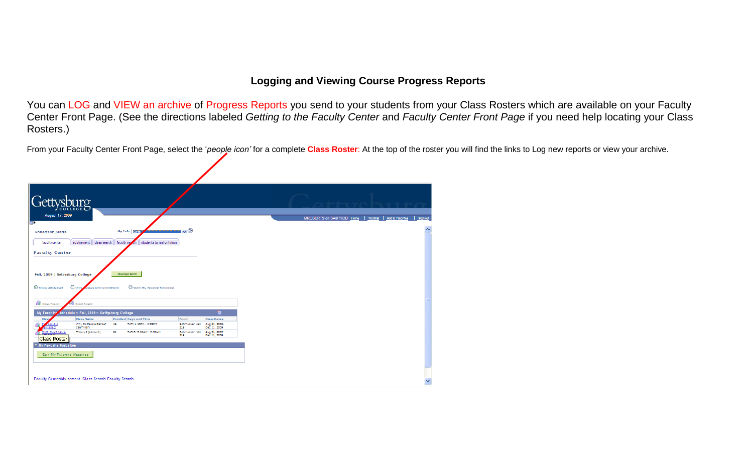# Logging and Viewing Course Progress Reports

You can LOG and VIEW an archive of Progress Reports you send to your students from your Class Rosters which are available on your Faculty Center Front Page. (See the directions labeled *Getting to the Faculty Center* and *Faculty Center Front Page* if you need help locating your Class Rosters.)

From your Faculty Center Front Page, select the '*people icon'* for a complete **Class Roster**: At the top of the roster you will find the links to Log new reports or view your archive.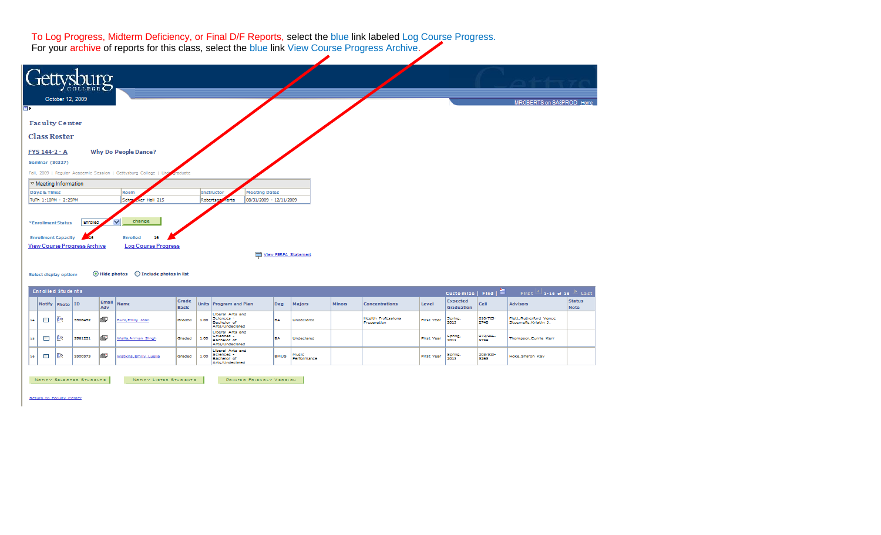To Log Progress, Midterm Deficiency, or Final D/F Reports, select the blue link labeled Log Course Progress.
For your archive of reports for this class, select the blue link View Course Progress Archive.

Gettysburg COLLEGE

October 12, 2009

MROBERTS on SA8PROD Home

Faculty Center

## Class Roster

**FYS 144-2 - A** **Why Do People Dance?**

Seminar (80327)

Fall, 2009 | Regular Academic Session | Gettysburg College | Undergraduate

| Meeting Information | | | |
|---|---|---|---|
| Days & Times | Room | Instructor | Meeting Dates |
| TuTh 1:10PM - 2:25PM | Schmucker Hall 215 | Robertson,Marta | 08/31/2009 - 12/11/2009 |

*Enrollment Status: Enrolled [change]

Enrollment Capacity 16 Enrolled 16

View Course Progress Archive Log Course Progress

View FERPA Statement

Select display option: ◉ Hide photos ○ Include photos in list

Enrolled Students — Customize | Find | First 1-16 of 16 Last

| | Notify | Photo | ID | Email Adv | Name | Grade Basis | Units | Program and Plan | Deg | Majors | Minors | Concentrations | Level | Expected Graduation | Cell | Advisors | Status Note |
|---|---|---|---|---|---|---|---|---|---|---|---|---|---|---|---|---|---|
| 14 | ☐ | | 2308492 | | Ruhl,Emily Joan | Graded | 1.00 | Liberal Arts and Sciences - Bachelor of Arts/Undeclared | BA | Undeclared | | Health Professions Preparation | First Year | Spring, 2013 | 610/763-2748 | Flott,Rutherford Vance Stuempfle,Kristin J. | |
| 15 | ☐ | | 2361221 | | Walia,Arman Singh | Graded | 1.00 | Liberal Arts and Sciences - Bachelor of Arts/Undeclared | BA | Undeclared | | | First Year | Spring, 2013 | 973/885-2759 | Thompson,Currie Kerr | |
| 16 | ☐ | | 2300373 | | Watkins,Emily Luella | Graded | 1.00 | Liberal Arts and Sciences - Bachelor of Arts/Undeclared | BMUS | Music Performance | | | First Year | Spring, 2013 | 203/530-5265 | Hoke,Sharon Kay | |

[Notify Selected Students] [Notify Listed Students] [Printer Friendly Version]

Return to Faculty Center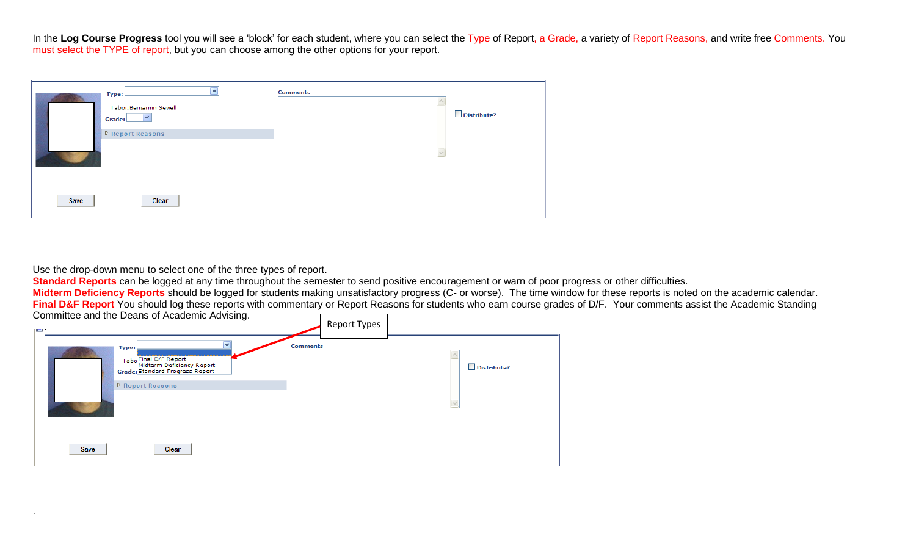In the **Log Course Progress** tool you will see a 'block' for each student, where you can select the Type of Report, a Grade, a variety of Report Reasons, and write free Comments. You must select the TYPE of report, but you can choose among the other options for your report.

Type:

Tabor,Benjamin Sewell

Grade:

Report Reasons

Comments

Distribute?

Save

Clear

Use the drop-down menu to select one of the three types of report.

**Standard Reports** can be logged at any time throughout the semester to send positive encouragement or warn of poor progress or other difficulties.

**Midterm Deficiency Reports** should be logged for students making unsatisfactory progress (C- or worse). The time window for these reports is noted on the academic calendar.

**Final D&F Report** You should log these reports with commentary or Report Reasons for students who earn course grades of D/F. Your comments assist the Academic Standing Committee and the Deans of Academic Advising.

Report Types

Type:

Final D/F Report

Midterm Deficiency Report

Standard Progress Report

Report Reasons

Comments

Distribute?

Save

Clear

.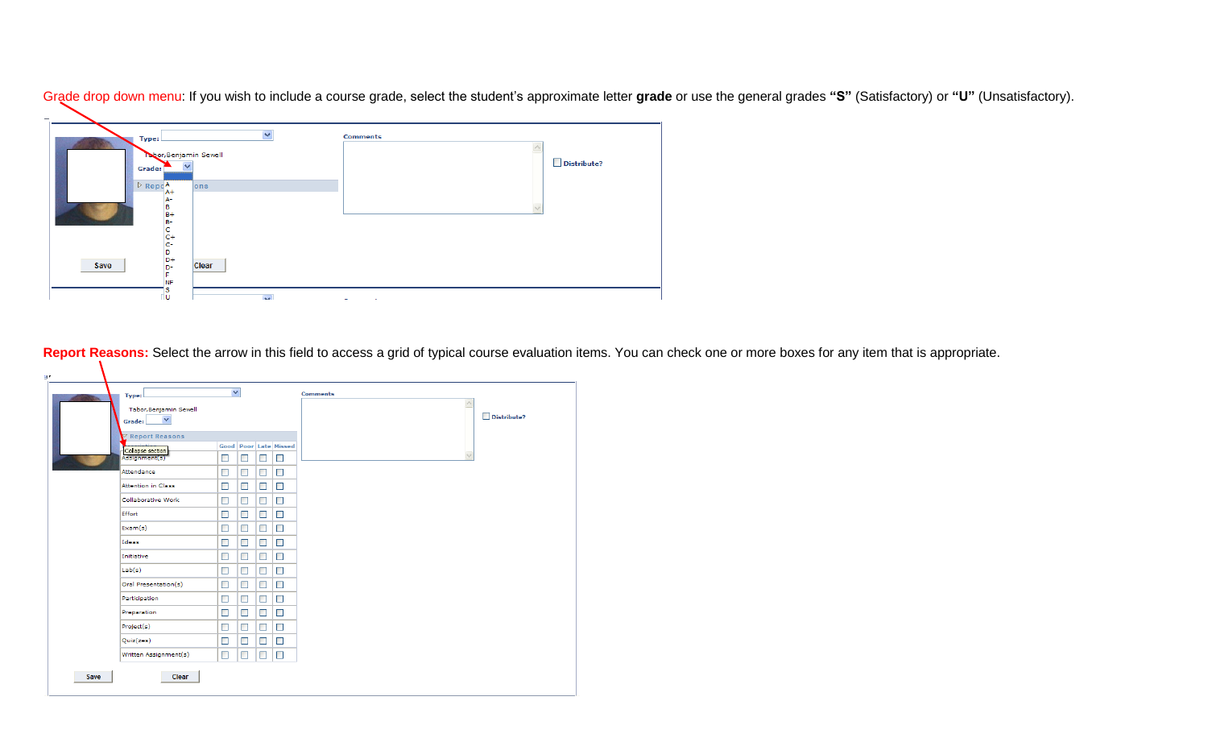Grade drop down menu: If you wish to include a course grade, select the student's approximate letter **grade** or use the general grades **"S"** (Satisfactory) or **"U"** (Unsatisfactory).

Type:

Tabor,Benjamin Sewell

Grade:

A
A+
A-
B
B+
B-
C
C+
C-
D
D+
D-
F
NF
S
U

Report Reasons

Comments

Distribute?

Save

Clear

**Report Reasons:** Select the arrow in this field to access a grid of typical course evaluation items. You can check one or more boxes for any item that is appropriate.

Type:

Tabor,Benjamin Sewell

Grade:

Report Reasons

Collapse section

| | Good | Poor | Late | Missed |
|---|---|---|---|---|
| Assignment(s) | ☐ | ☐ | ☐ | ☐ |
| Attendance | ☐ | ☐ | ☐ | ☐ |
| Attention in Class | ☐ | ☐ | ☐ | ☐ |
| Collaborative Work | ☐ | ☐ | ☐ | ☐ |
| Effort | ☐ | ☐ | ☐ | ☐ |
| Exam(s) | ☐ | ☐ | ☐ | ☐ |
| Ideas | ☐ | ☐ | ☐ | ☐ |
| Initiative | ☐ | ☐ | ☐ | ☐ |
| Lab(s) | ☐ | ☐ | ☐ | ☐ |
| Oral Presentation(s) | ☐ | ☐ | ☐ | ☐ |
| Participation | ☐ | ☐ | ☐ | ☐ |
| Preparation | ☐ | ☐ | ☐ | ☐ |
| Project(s) | ☐ | ☐ | ☐ | ☐ |
| Quiz(zes) | ☐ | ☐ | ☐ | ☐ |
| Written Assignment(s) | ☐ | ☐ | ☐ | ☐ |

Comments

Distribute?

Save

Clear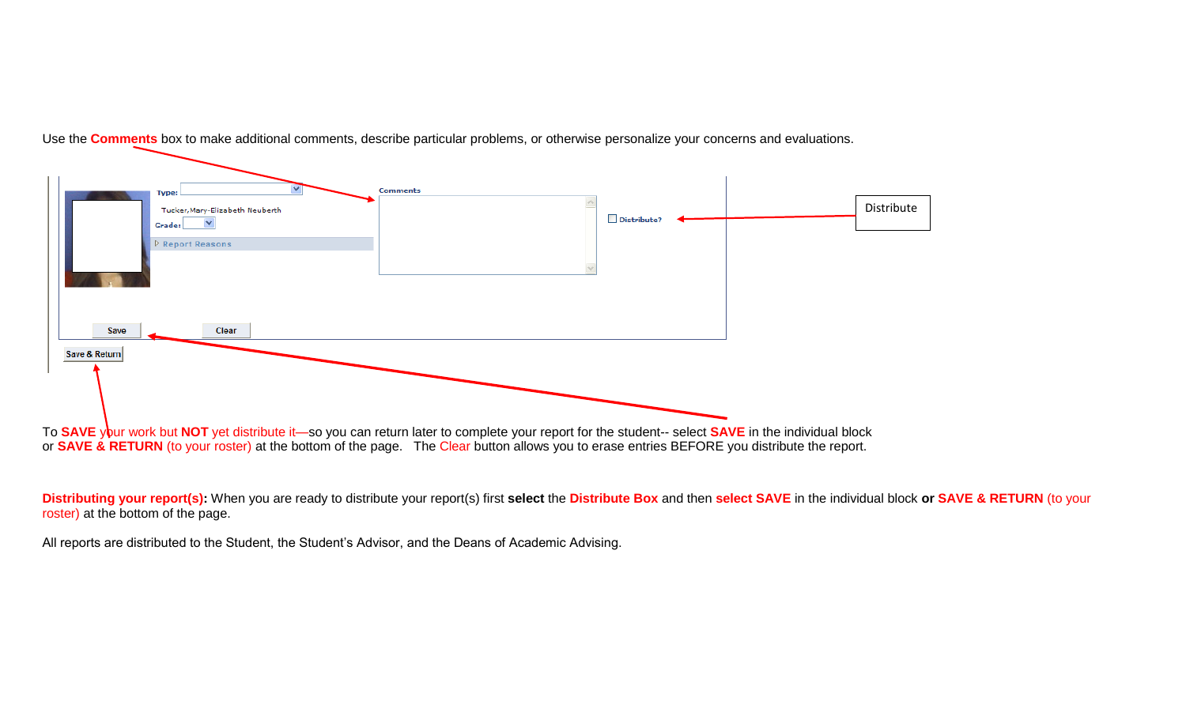Use the **Comments** box to make additional comments, describe particular problems, or otherwise personalize your concerns and evaluations.

Type:

Tucker, Mary-Elizabeth Neuberth

Grade:

Report Reasons

Comments

Distribute?

Distribute

Save

Clear

Save & Return

To **SAVE** your work but **NOT** yet distribute it—so you can return later to complete your report for the student-- select **SAVE** in the individual block or **SAVE & RETURN** (to your roster) at the bottom of the page. The Clear button allows you to erase entries BEFORE you distribute the report.

**Distributing your report(s):** When you are ready to distribute your report(s) first **select** the **Distribute Box** and then **select SAVE** in the individual block **or SAVE & RETURN** (to your roster) at the bottom of the page.

All reports are distributed to the Student, the Student's Advisor, and the Deans of Academic Advising.